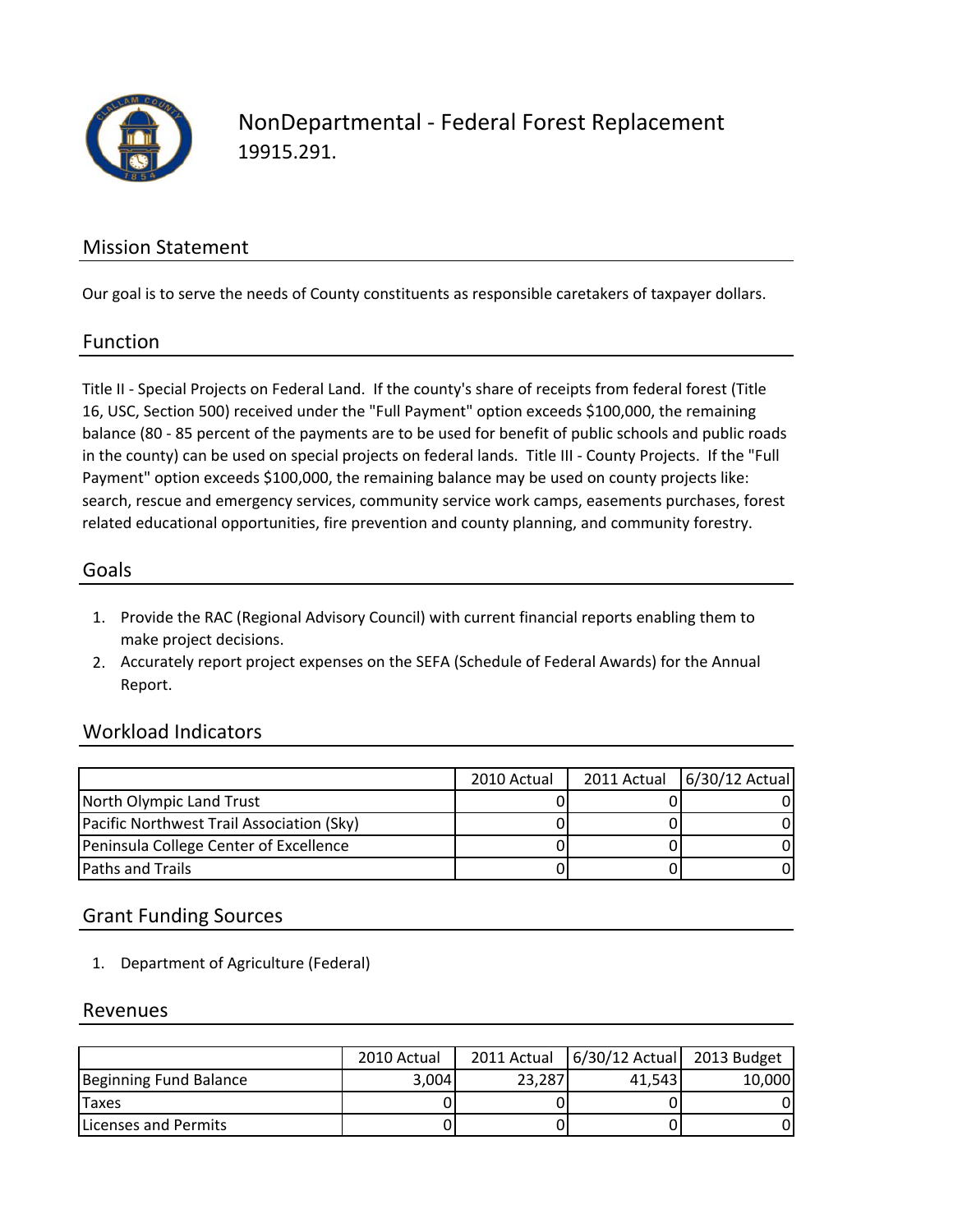# NonDepartmental - Federal Forest Replacement

19915.291.

## Mission Statement

Our goal is to serve the needs of County constituents as responsible caretakers of taxpayer dollars.

## Function

Title II - Special Projects on Federal Land. If the county's share of receipts from federal forest (Title 16, USC, Section 500) received under the "Full Payment" option exceeds $100,000, the remaining balance (80 - 85 percent of the payments are to be used for benefit of public schools and public roads in the county) can be used on special projects on federal lands. Title III - County Projects. If the "Full Payment" option exceeds $100,000, the remaining balance may be used on county projects like: search, rescue and emergency services, community service work camps, easements purchases, forest related educational opportunities, fire prevention and county planning, and community forestry.

## Goals

1. Provide the RAC (Regional Advisory Council) with current financial reports enabling them to make project decisions.
2. Accurately report project expenses on the SEFA (Schedule of Federal Awards) for the Annual Report.

## Workload Indicators

| | 2010 Actual | 2011 Actual | 6/30/12 Actual |
|---|---|---|---|
| North Olympic Land Trust | 0 | 0 | 0 |
| Pacific Northwest Trail Association (Sky) | 0 | 0 | 0 |
| Peninsula College Center of Excellence | 0 | 0 | 0 |
| Paths and Trails | 0 | 0 | 0 |

## Grant Funding Sources

1. Department of Agriculture (Federal)

## Revenues

| | 2010 Actual | 2011 Actual | 6/30/12 Actual | 2013 Budget |
|---|---|---|---|---|
| Beginning Fund Balance | 3,004 | 23,287 | 41,543 | 10,000 |
| Taxes | 0 | 0 | 0 | 0 |
| Licenses and Permits | 0 | 0 | 0 | 0 |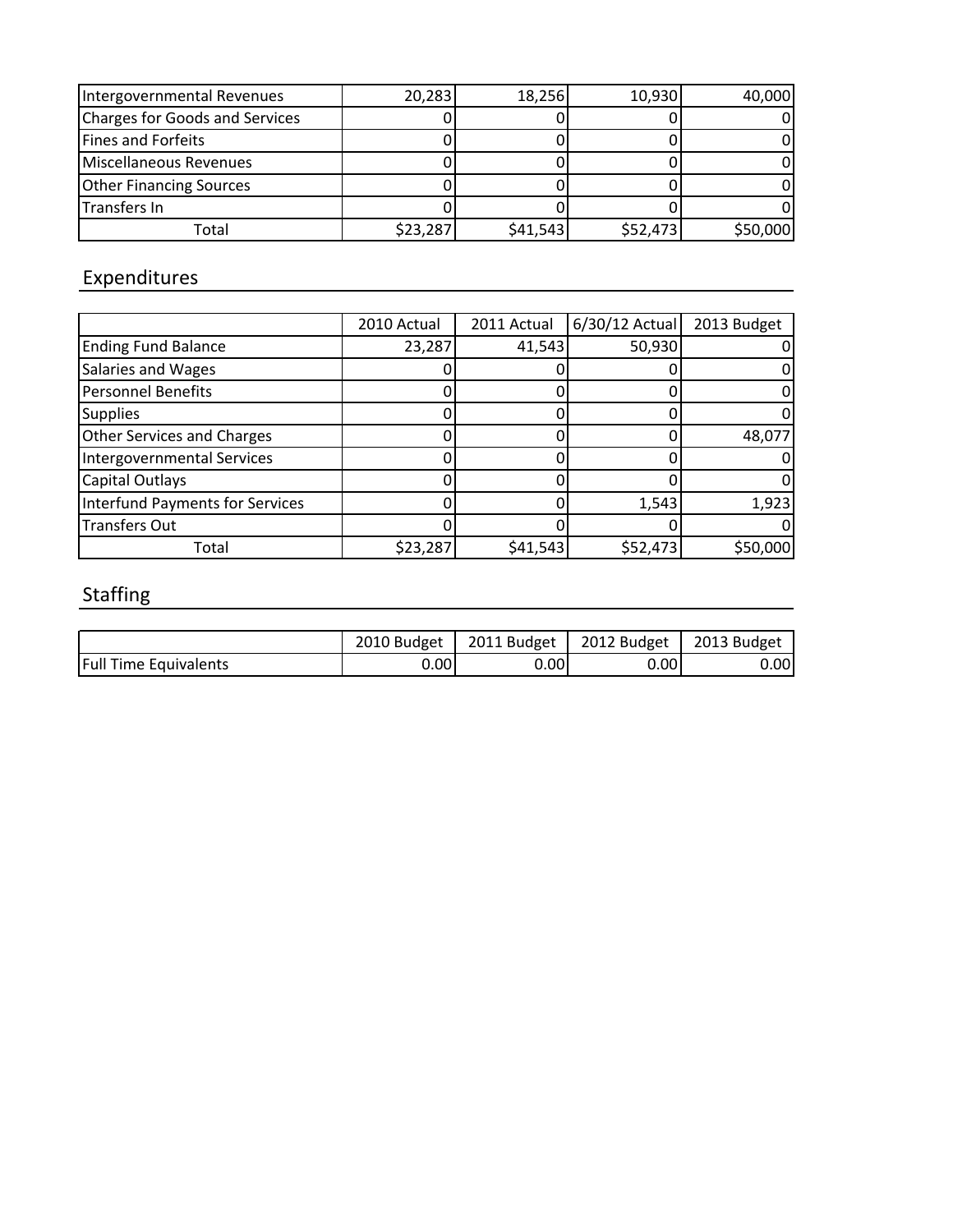| | | | | |
|---|---|---|---|---|
| Intergovernmental Revenues | 20,283 | 18,256 | 10,930 | 40,000 |
| Charges for Goods and Services | 0 | 0 | 0 | 0 |
| Fines and Forfeits | 0 | 0 | 0 | 0 |
| Miscellaneous Revenues | 0 | 0 | 0 | 0 |
| Other Financing Sources | 0 | 0 | 0 | 0 |
| Transfers In | 0 | 0 | 0 | 0 |
| Total | $23,287 | $41,543 | $52,473 | $50,000 |

## Expenditures

| | 2010 Actual | 2011 Actual | 6/30/12 Actual | 2013 Budget |
|---|---|---|---|---|
| Ending Fund Balance | 23,287 | 41,543 | 50,930 | 0 |
| Salaries and Wages | 0 | 0 | 0 | 0 |
| Personnel Benefits | 0 | 0 | 0 | 0 |
| Supplies | 0 | 0 | 0 | 0 |
| Other Services and Charges | 0 | 0 | 0 | 48,077 |
| Intergovernmental Services | 0 | 0 | 0 | 0 |
| Capital Outlays | 0 | 0 | 0 | 0 |
| Interfund Payments for Services | 0 | 0 | 1,543 | 1,923 |
| Transfers Out | 0 | 0 | 0 | 0 |
| Total | $23,287 | $41,543 | $52,473 | $50,000 |

## Staffing

| | 2010 Budget | 2011 Budget | 2012 Budget | 2013 Budget |
|---|---|---|---|---|
| Full Time Equivalents | 0.00 | 0.00 | 0.00 | 0.00 |